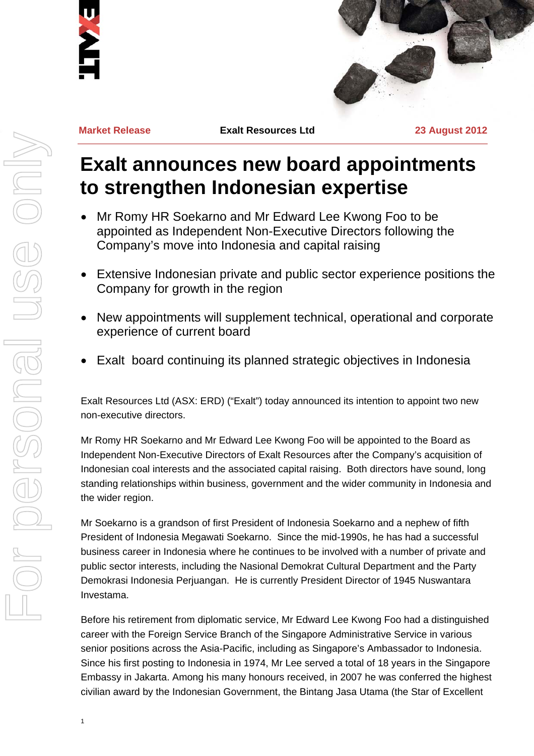Market Release | Exalt Resources Ltd | 23 August 2012

# Exalt announces new board appointments to strengthen Indonesian expertise

- Mr Romy HR Soekarno and Mr Edward Lee Kwong Foo to be appointed as Independent Non-Executive Directors following the Company's move into Indonesia and capital raising
- Extensive Indonesian private and public sector experience positions the Company for growth in the region
- New appointments will supplement technical, operational and corporate experience of current board
- Exalt board continuing its planned strategic objectives in Indonesia

Exalt Resources Ltd (ASX: ERD) ("Exalt") today announced its intention to appoint two new non-executive directors.

Mr Romy HR Soekarno and Mr Edward Lee Kwong Foo will be appointed to the Board as Independent Non-Executive Directors of Exalt Resources after the Company's acquisition of Indonesian coal interests and the associated capital raising. Both directors have sound, long standing relationships within business, government and the wider community in Indonesia and the wider region.

Mr Soekarno is a grandson of first President of Indonesia Soekarno and a nephew of fifth President of Indonesia Megawati Soekarno. Since the mid-1990s, he has had a successful business career in Indonesia where he continues to be involved with a number of private and public sector interests, including the Nasional Demokrat Cultural Department and the Party Demokrasi Indonesia Perjuangan. He is currently President Director of 1945 Nuswantara Investama.

Before his retirement from diplomatic service, Mr Edward Lee Kwong Foo had a distinguished career with the Foreign Service Branch of the Singapore Administrative Service in various senior positions across the Asia-Pacific, including as Singapore's Ambassador to Indonesia. Since his first posting to Indonesia in 1974, Mr Lee served a total of 18 years in the Singapore Embassy in Jakarta. Among his many honours received, in 2007 he was conferred the highest civilian award by the Indonesian Government, the Bintang Jasa Utama (the Star of Excellent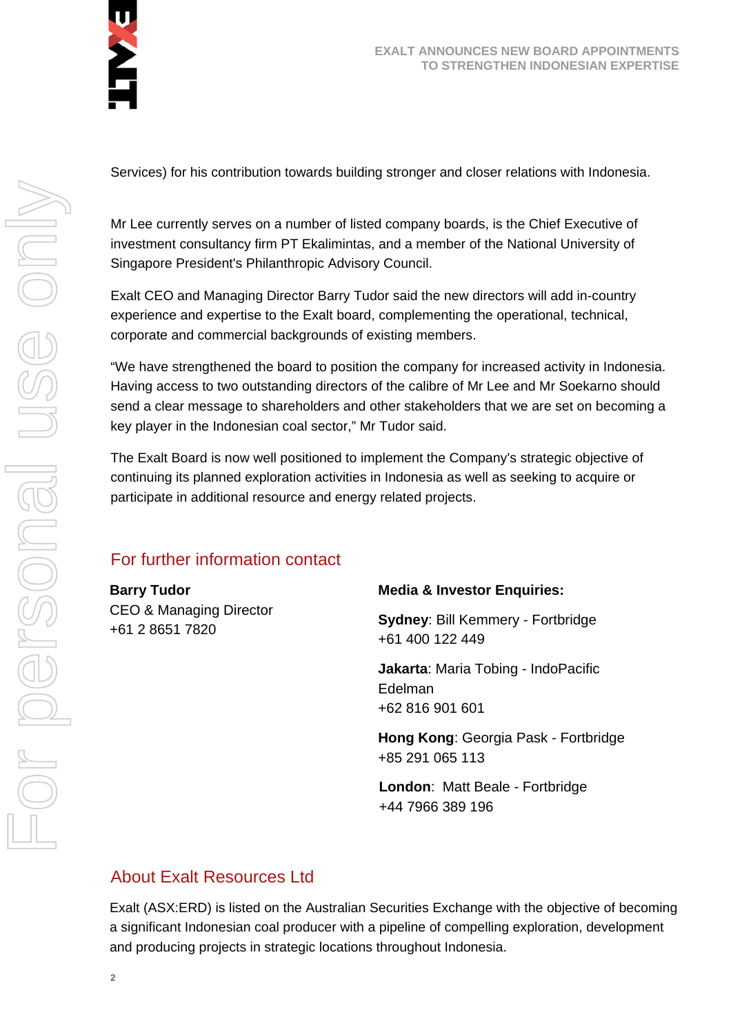Services) for his contribution towards building stronger and closer relations with Indonesia.

Mr Lee currently serves on a number of listed company boards, is the Chief Executive of investment consultancy firm PT Ekalimintas, and a member of the National University of Singapore President's Philanthropic Advisory Council.

Exalt CEO and Managing Director Barry Tudor said the new directors will add in-country experience and expertise to the Exalt board, complementing the operational, technical, corporate and commercial backgrounds of existing members.

"We have strengthened the board to position the company for increased activity in Indonesia. Having access to two outstanding directors of the calibre of Mr Lee and Mr Soekarno should send a clear message to shareholders and other stakeholders that we are set on becoming a key player in the Indonesian coal sector," Mr Tudor said.

The Exalt Board is now well positioned to implement the Company's strategic objective of continuing its planned exploration activities in Indonesia as well as seeking to acquire or participate in additional resource and energy related projects.

## For further information contact

**Barry Tudor**
CEO & Managing Director
+61 2 8651 7820

**Media & Investor Enquiries:**

**Sydney**: Bill Kemmery - Fortbridge
+61 400 122 449

**Jakarta**: Maria Tobing - IndoPacific Edelman
+62 816 901 601

**Hong Kong**: Georgia Pask - Fortbridge
+85 291 065 113

**London**: Matt Beale - Fortbridge
+44 7966 389 196

## About Exalt Resources Ltd

Exalt (ASX:ERD) is listed on the Australian Securities Exchange with the objective of becoming a significant Indonesian coal producer with a pipeline of compelling exploration, development and producing projects in strategic locations throughout Indonesia.